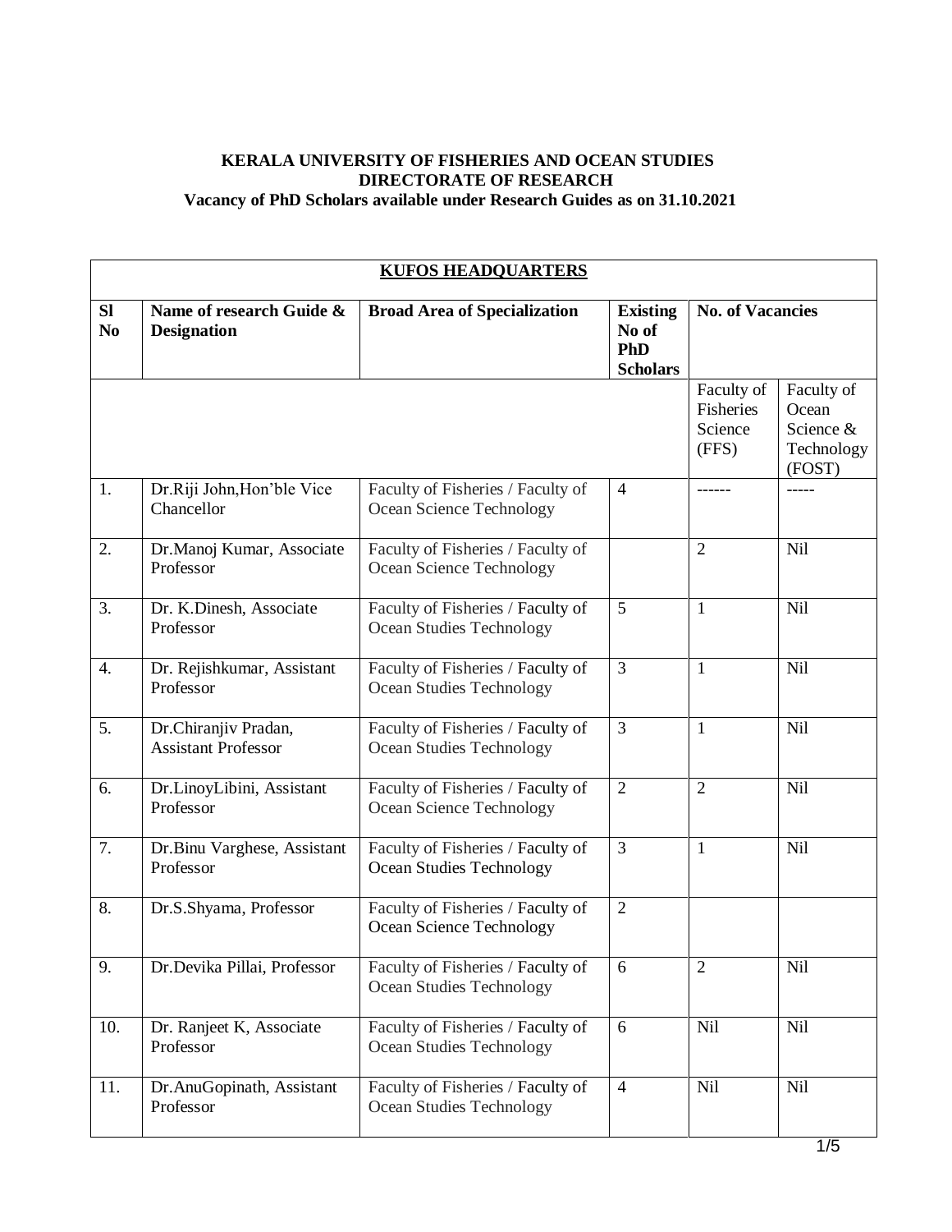**KERALA UNIVERSITY OF FISHERIES AND OCEAN STUDIES**
**DIRECTORATE OF RESEARCH**
**Vacancy of PhD Scholars available under Research Guides as on 31.10.2021**

| **KUFOS HEADQUARTERS** | | | | | |
|---|---|---|---|---|---|
| **Sl No** | **Name of research Guide & Designation** | **Broad Area of Specialization** | **Existing No of PhD Scholars** | **No. of Vacancies** | |
| | | | | Faculty of Fisheries Science (FFS) | Faculty of Ocean Science & Technology (FOST) |
| 1. | Dr.Riji John,Hon'ble Vice Chancellor | Faculty of Fisheries / Faculty of Ocean Science Technology | 4 | ------ | ----- |
| 2. | Dr.Manoj Kumar, Associate Professor | Faculty of Fisheries / Faculty of Ocean Science Technology | | 2 | Nil |
| 3. | Dr. K.Dinesh, Associate Professor | Faculty of Fisheries / Faculty of Ocean Studies Technology | 5 | 1 | Nil |
| 4. | Dr. Rejishkumar, Assistant Professor | Faculty of Fisheries / Faculty of Ocean Studies Technology | 3 | 1 | Nil |
| 5. | Dr.Chiranjiv Pradan, Assistant Professor | Faculty of Fisheries / Faculty of Ocean Studies Technology | 3 | 1 | Nil |
| 6. | Dr.LinoyLibini, Assistant Professor | Faculty of Fisheries / Faculty of Ocean Science Technology | 2 | 2 | Nil |
| 7. | Dr.Binu Varghese, Assistant Professor | Faculty of Fisheries / Faculty of Ocean Studies Technology | 3 | 1 | Nil |
| 8. | Dr.S.Shyama, Professor | Faculty of Fisheries / Faculty of Ocean Science Technology | 2 | | |
| 9. | Dr.Devika Pillai, Professor | Faculty of Fisheries / Faculty of Ocean Studies Technology | 6 | 2 | Nil |
| 10. | Dr. Ranjeet K, Associate Professor | Faculty of Fisheries / Faculty of Ocean Studies Technology | 6 | Nil | Nil |
| 11. | Dr.AnuGopinath, Assistant Professor | Faculty of Fisheries / Faculty of Ocean Studies Technology | 4 | Nil | Nil |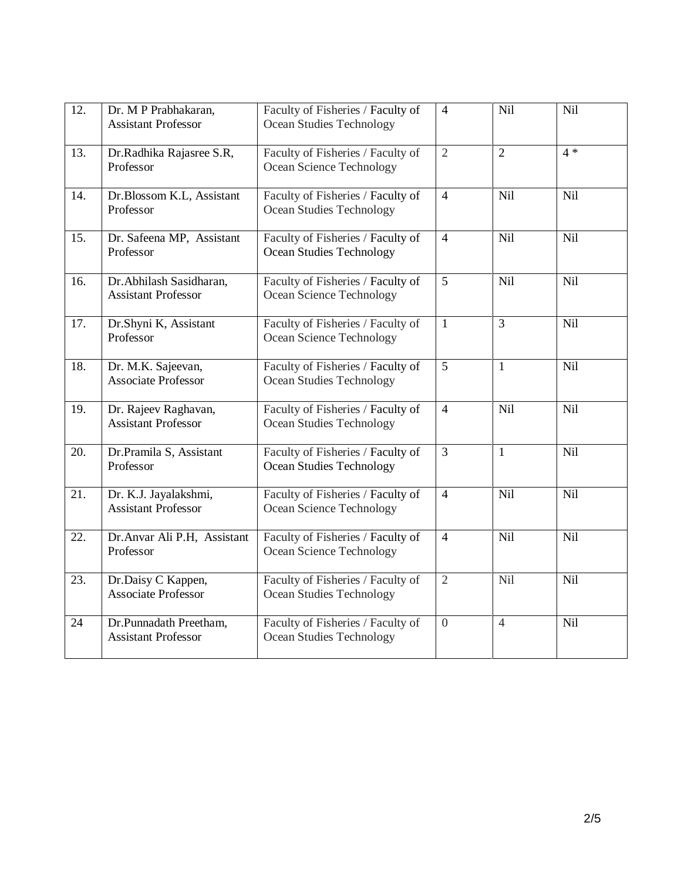| | | | | | |
|---|---|---|---|---|---|
| 12. | Dr. M P Prabhakaran, Assistant Professor | Faculty of Fisheries / Faculty of Ocean Studies Technology | 4 | Nil | Nil |
| 13. | Dr.Radhika Rajasree S.R, Professor | Faculty of Fisheries / Faculty of Ocean Science Technology | 2 | 2 | 4 * |
| 14. | Dr.Blossom K.L, Assistant Professor | Faculty of Fisheries / Faculty of Ocean Studies Technology | 4 | Nil | Nil |
| 15. | Dr. Safeena MP, Assistant Professor | Faculty of Fisheries / Faculty of Ocean Studies Technology | 4 | Nil | Nil |
| 16. | Dr.Abhilash Sasidharan, Assistant Professor | Faculty of Fisheries / Faculty of Ocean Science Technology | 5 | Nil | Nil |
| 17. | Dr.Shyni K, Assistant Professor | Faculty of Fisheries / Faculty of Ocean Science Technology | 1 | 3 | Nil |
| 18. | Dr. M.K. Sajeevan, Associate Professor | Faculty of Fisheries / Faculty of Ocean Studies Technology | 5 | 1 | Nil |
| 19. | Dr. Rajeev Raghavan, Assistant Professor | Faculty of Fisheries / Faculty of Ocean Studies Technology | 4 | Nil | Nil |
| 20. | Dr.Pramila S, Assistant Professor | Faculty of Fisheries / Faculty of Ocean Studies Technology | 3 | 1 | Nil |
| 21. | Dr. K.J. Jayalakshmi, Assistant Professor | Faculty of Fisheries / Faculty of Ocean Science Technology | 4 | Nil | Nil |
| 22. | Dr.Anvar Ali P.H, Assistant Professor | Faculty of Fisheries / Faculty of Ocean Science Technology | 4 | Nil | Nil |
| 23. | Dr.Daisy C Kappen, Associate Professor | Faculty of Fisheries / Faculty of Ocean Studies Technology | 2 | Nil | Nil |
| 24 | Dr.Punnadath Preetham, Assistant Professor | Faculty of Fisheries / Faculty of Ocean Studies Technology | 0 | 4 | Nil |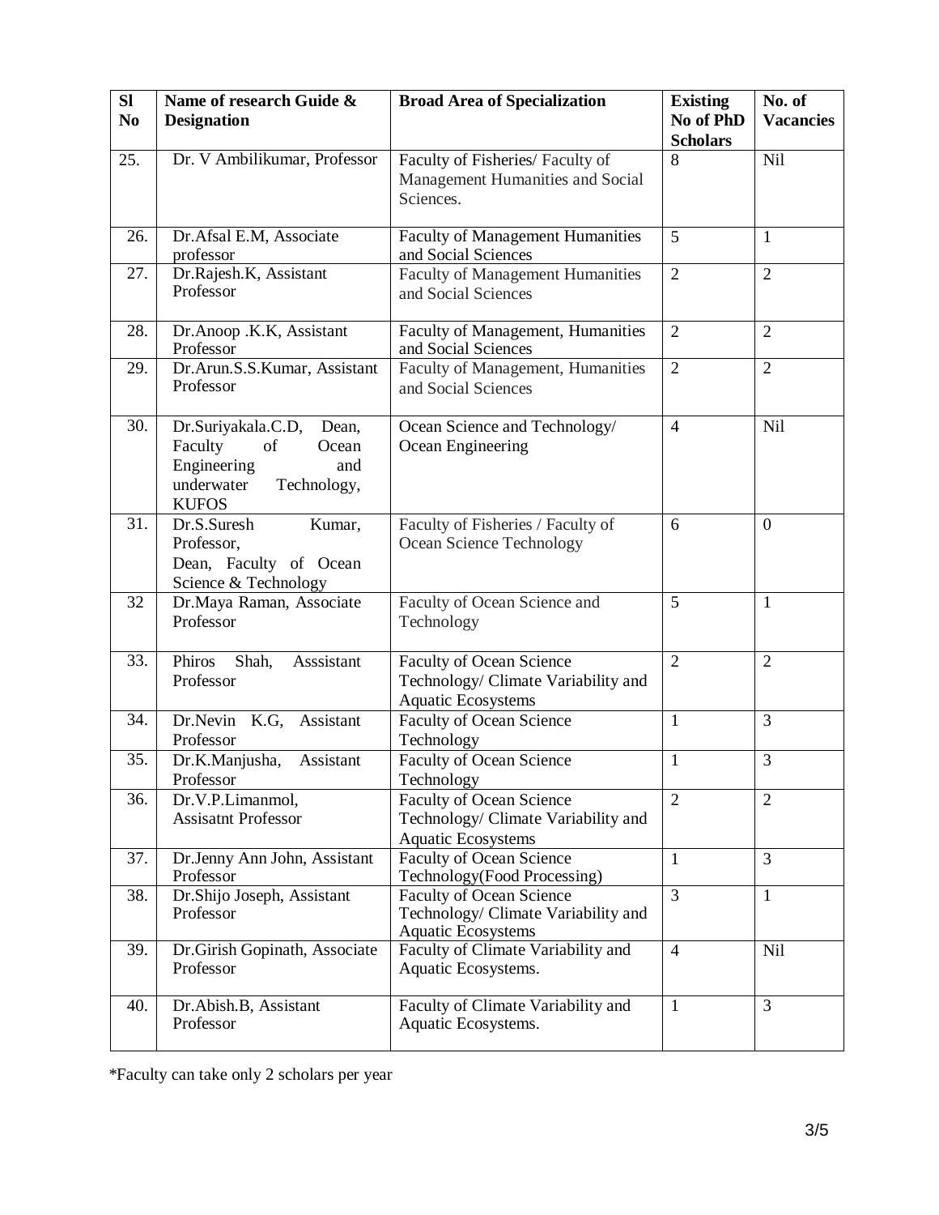| Sl No | Name of research Guide & Designation | Broad Area of Specialization | Existing No of PhD Scholars | No. of Vacancies |
|---|---|---|---|---|
| 25. | Dr. V Ambilikumar, Professor | Faculty of Fisheries/ Faculty of Management Humanities and Social Sciences. | 8 | Nil |
| 26. | Dr.Afsal E.M, Associate professor | Faculty of Management Humanities and Social Sciences | 5 | 1 |
| 27. | Dr.Rajesh.K, Assistant Professor | Faculty of Management Humanities and Social Sciences | 2 | 2 |
| 28. | Dr.Anoop .K.K, Assistant Professor | Faculty of Management, Humanities and Social Sciences | 2 | 2 |
| 29. | Dr.Arun.S.S.Kumar, Assistant Professor | Faculty of Management, Humanities and Social Sciences | 2 | 2 |
| 30. | Dr.Suriyakala.C.D, Dean, Faculty of Ocean Engineering and underwater Technology, **KUFOS** | Ocean Science and Technology/ Ocean Engineering | 4 | Nil |
| 31. | Dr.S.Suresh Kumar, Professor, Dean, Faculty of Ocean Science & Technology | Faculty of Fisheries / Faculty of Ocean Science Technology | 6 | 0 |
| 32 | Dr.Maya Raman, Associate Professor | Faculty of Ocean Science and Technology | 5 | 1 |
| 33. | Phiros Shah, Asssistant Professor | Faculty of Ocean Science Technology/ Climate Variability and Aquatic Ecosystems | 2 | 2 |
| 34. | Dr.Nevin K.G, Assistant Professor | Faculty of Ocean Science Technology | 1 | 3 |
| 35. | Dr.K.Manjusha, Assistant Professor | Faculty of Ocean Science Technology | 1 | 3 |
| 36. | Dr.V.P.Limanmol, Assisatnt Professor | Faculty of Ocean Science Technology/ Climate Variability and Aquatic Ecosystems | 2 | 2 |
| 37. | Dr.Jenny Ann John, Assistant Professor | Faculty of Ocean Science Technology(Food Processing) | 1 | 3 |
| 38. | Dr.Shijo Joseph, Assistant Professor | Faculty of Ocean Science Technology/ Climate Variability and Aquatic Ecosystems | 3 | 1 |
| 39. | Dr.Girish Gopinath, Associate Professor | Faculty of Climate Variability and Aquatic Ecosystems. | 4 | Nil |
| 40. | Dr.Abish.B, Assistant Professor | Faculty of Climate Variability and Aquatic Ecosystems. | 1 | 3 |

*Faculty can take only 2 scholars per year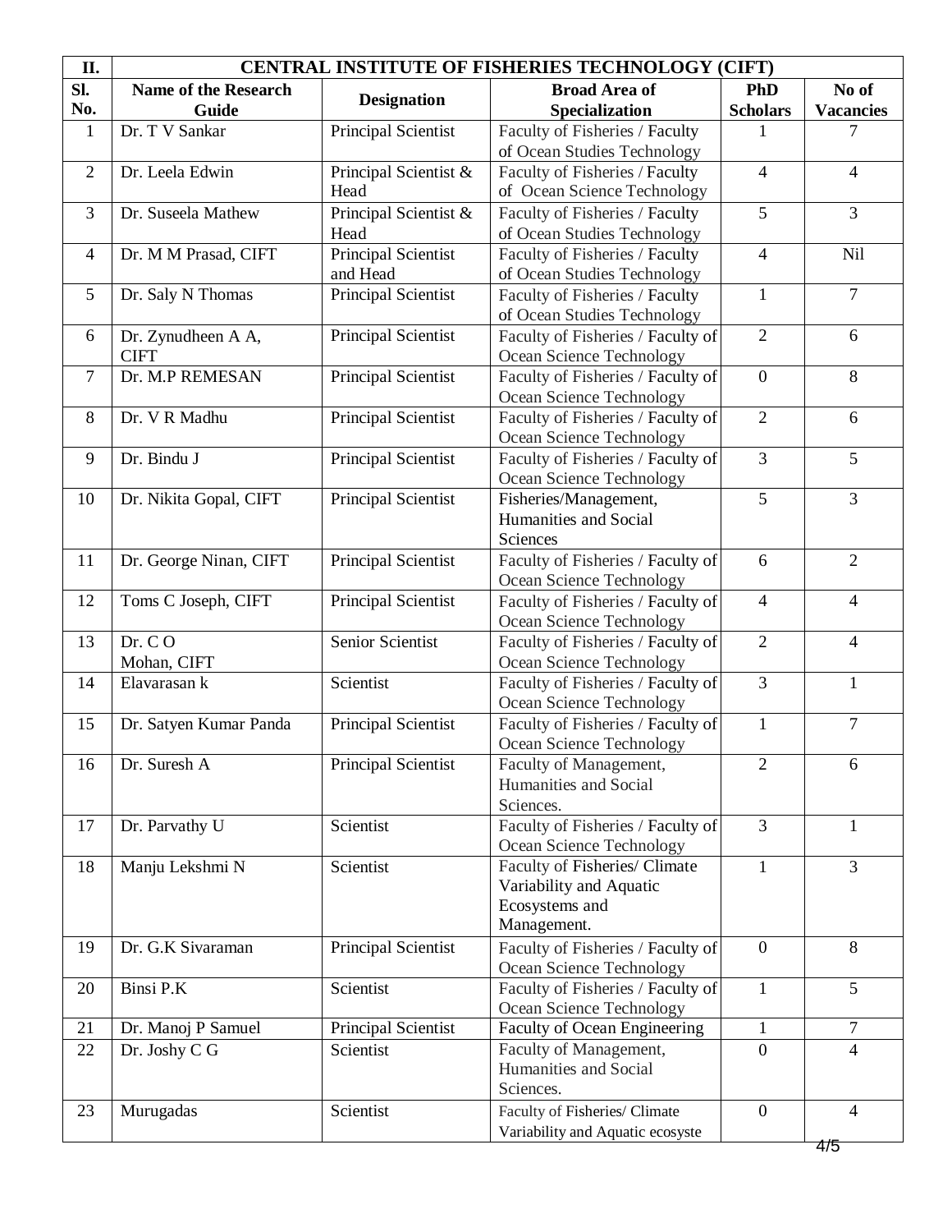| II. | CENTRAL INSTITUTE OF FISHERIES TECHNOLOGY (CIFT) | | | | |
|---|---|---|---|---|---|
| Sl. No. | Name of the Research Guide | Designation | Broad Area of Specialization | PhD Scholars | No of Vacancies |
| 1 | Dr. T V Sankar | Principal Scientist | Faculty of Fisheries / Faculty of Ocean Studies Technology | 1 | 7 |
| 2 | Dr. Leela Edwin | Principal Scientist & Head | Faculty of Fisheries / Faculty of Ocean Science Technology | 4 | 4 |
| 3 | Dr. Suseela Mathew | Principal Scientist & Head | Faculty of Fisheries / Faculty of Ocean Studies Technology | 5 | 3 |
| 4 | Dr. M M Prasad, CIFT | Principal Scientist and Head | Faculty of Fisheries / Faculty of Ocean Studies Technology | 4 | Nil |
| 5 | Dr. Saly N Thomas | Principal Scientist | Faculty of Fisheries / Faculty of Ocean Studies Technology | 1 | 7 |
| 6 | Dr. Zynudheen A A, CIFT | Principal Scientist | Faculty of Fisheries / Faculty of Ocean Science Technology | 2 | 6 |
| 7 | Dr. M.P REMESAN | Principal Scientist | Faculty of Fisheries / Faculty of Ocean Science Technology | 0 | 8 |
| 8 | Dr. V R Madhu | Principal Scientist | Faculty of Fisheries / Faculty of Ocean Science Technology | 2 | 6 |
| 9 | Dr. Bindu J | Principal Scientist | Faculty of Fisheries / Faculty of Ocean Science Technology | 3 | 5 |
| 10 | Dr. Nikita Gopal, CIFT | Principal Scientist | Fisheries/Management, Humanities and Social Sciences | 5 | 3 |
| 11 | Dr. George Ninan, CIFT | Principal Scientist | Faculty of Fisheries / Faculty of Ocean Science Technology | 6 | 2 |
| 12 | Toms C Joseph, CIFT | Principal Scientist | Faculty of Fisheries / Faculty of Ocean Science Technology | 4 | 4 |
| 13 | Dr. C O Mohan, CIFT | Senior Scientist | Faculty of Fisheries / Faculty of Ocean Science Technology | 2 | 4 |
| 14 | Elavarasan k | Scientist | Faculty of Fisheries / Faculty of Ocean Science Technology | 3 | 1 |
| 15 | Dr. Satyen Kumar Panda | Principal Scientist | Faculty of Fisheries / Faculty of Ocean Science Technology | 1 | 7 |
| 16 | Dr. Suresh A | Principal Scientist | Faculty of Management, Humanities and Social Sciences. | 2 | 6 |
| 17 | Dr. Parvathy U | Scientist | Faculty of Fisheries / Faculty of Ocean Science Technology | 3 | 1 |
| 18 | Manju Lekshmi N | Scientist | Faculty of Fisheries/ Climate Variability and Aquatic Ecosystems and Management. | 1 | 3 |
| 19 | Dr. G.K Sivaraman | Principal Scientist | Faculty of Fisheries / Faculty of Ocean Science Technology | 0 | 8 |
| 20 | Binsi P.K | Scientist | Faculty of Fisheries / Faculty of Ocean Science Technology | 1 | 5 |
| 21 | Dr. Manoj P Samuel | Principal Scientist | Faculty of Ocean Engineering | 1 | 7 |
| 22 | Dr. Joshy C G | Scientist | Faculty of Management, Humanities and Social Sciences. | 0 | 4 |
| 23 | Murugadas | Scientist | Faculty of Fisheries/ Climate Variability and Aquatic ecosyste | 0 | 4 |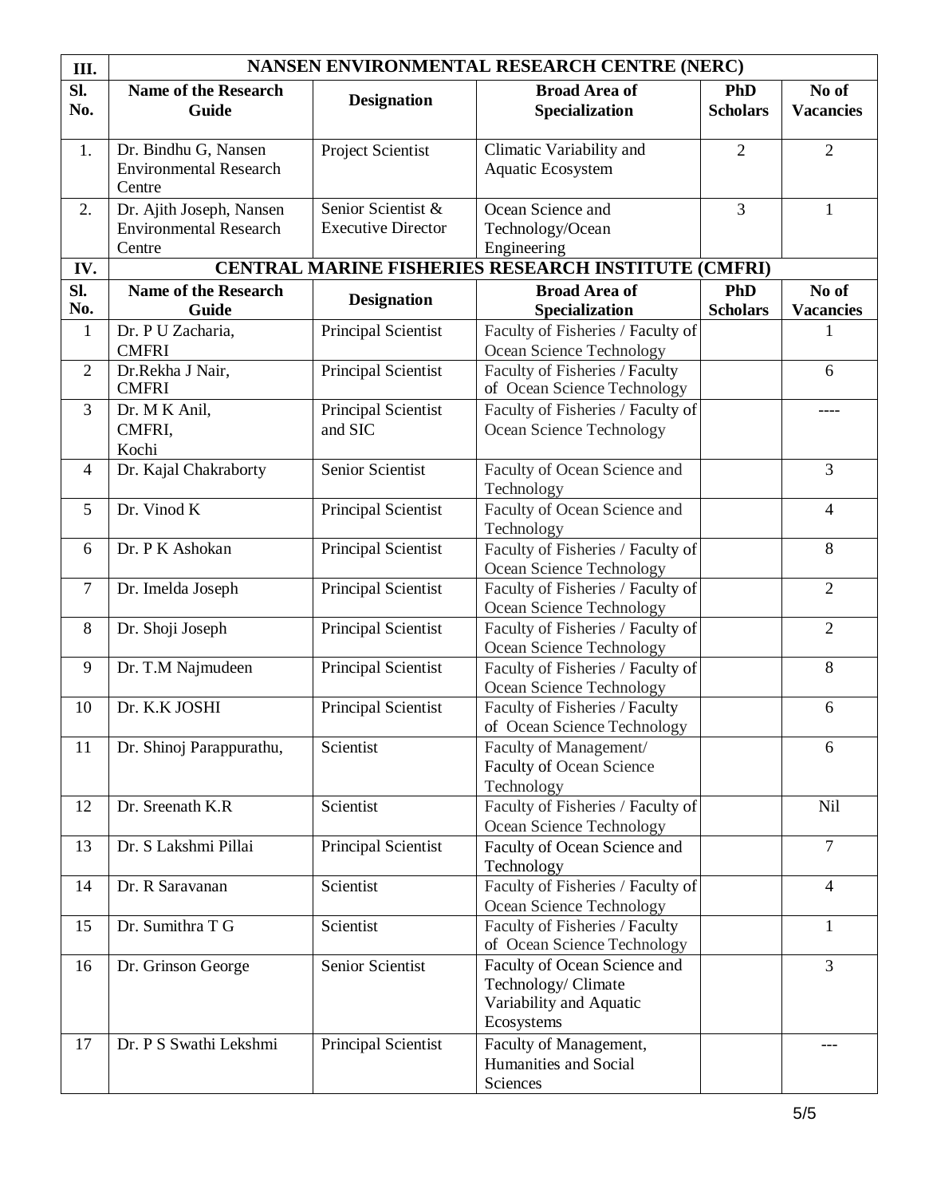| III. | NANSEN ENVIRONMENTAL RESEARCH CENTRE (NERC) | | | | |
|---|---|---|---|---|---|
| **Sl. No.** | **Name of the Research Guide** | **Designation** | **Broad Area of Specialization** | **PhD Scholars** | **No of Vacancies** |
| 1. | Dr. Bindhu G, Nansen Environmental Research Centre | Project Scientist | Climatic Variability and Aquatic Ecosystem | 2 | 2 |
| 2. | Dr. Ajith Joseph, Nansen Environmental Research Centre | Senior Scientist & Executive Director | Ocean Science and Technology/Ocean Engineering | 3 | 1 |

| IV. | CENTRAL MARINE FISHERIES RESEARCH INSTITUTE (CMFRI) | | | | |
|---|---|---|---|---|---|
| **Sl. No.** | **Name of the Research Guide** | **Designation** | **Broad Area of Specialization** | **PhD Scholars** | **No of Vacancies** |
| 1 | Dr. P U Zacharia, CMFRI | Principal Scientist | Faculty of Fisheries / Faculty of Ocean Science Technology | | 1 |
| 2 | Dr.Rekha J Nair, CMFRI | Principal Scientist | Faculty of Fisheries / Faculty of Ocean Science Technology | | 6 |
| 3 | Dr. M K Anil, CMFRI, Kochi | Principal Scientist and SIC | Faculty of Fisheries / Faculty of Ocean Science Technology | | ---- |
| 4 | Dr. Kajal Chakraborty | Senior Scientist | Faculty of Ocean Science and Technology | | 3 |
| 5 | Dr. Vinod K | Principal Scientist | Faculty of Ocean Science and Technology | | 4 |
| 6 | Dr. P K Ashokan | Principal Scientist | Faculty of Fisheries / Faculty of Ocean Science Technology | | 8 |
| 7 | Dr. Imelda Joseph | Principal Scientist | Faculty of Fisheries / Faculty of Ocean Science Technology | | 2 |
| 8 | Dr. Shoji Joseph | Principal Scientist | Faculty of Fisheries / Faculty of Ocean Science Technology | | 2 |
| 9 | Dr. T.M Najmudeen | Principal Scientist | Faculty of Fisheries / Faculty of Ocean Science Technology | | 8 |
| 10 | Dr. K.K JOSHI | Principal Scientist | Faculty of Fisheries / Faculty of Ocean Science Technology | | 6 |
| 11 | Dr. Shinoj Parappurathu, | Scientist | Faculty of Management/ Faculty of Ocean Science Technology | | 6 |
| 12 | Dr. Sreenath K.R | Scientist | Faculty of Fisheries / Faculty of Ocean Science Technology | | Nil |
| 13 | Dr. S Lakshmi Pillai | Principal Scientist | Faculty of Ocean Science and Technology | | 7 |
| 14 | Dr. R Saravanan | Scientist | Faculty of Fisheries / Faculty of Ocean Science Technology | | 4 |
| 15 | Dr. Sumithra T G | Scientist | Faculty of Fisheries / Faculty of Ocean Science Technology | | 1 |
| 16 | Dr. Grinson George | Senior Scientist | Faculty of Ocean Science and Technology/ Climate Variability and Aquatic Ecosystems | | 3 |
| 17 | Dr. P S Swathi Lekshmi | Principal Scientist | Faculty of Management, Humanities and Social Sciences | | --- |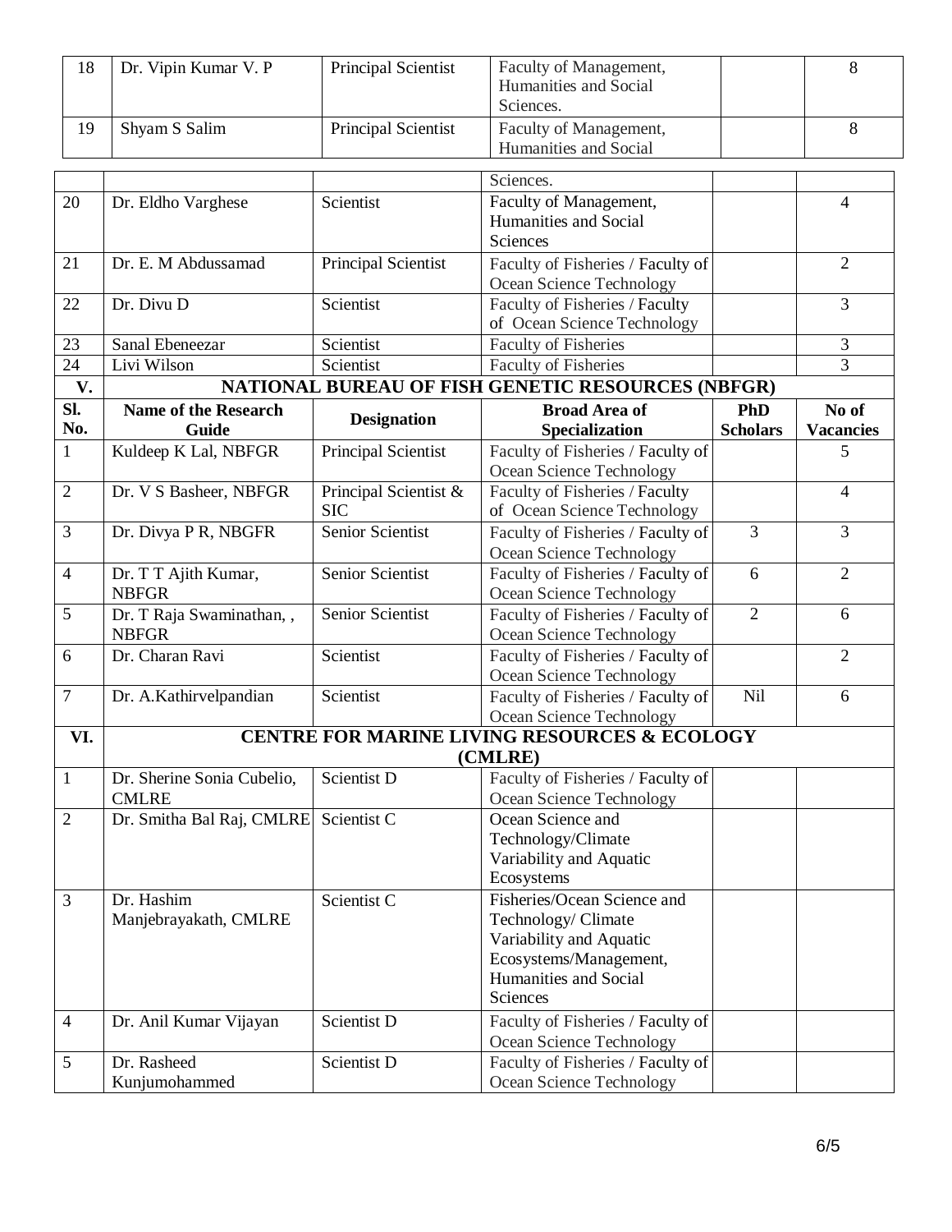| Sl. No. | Name of the Research Guide | Designation | Broad Area of Specialization | PhD Scholars | No of Vacancies |
|---|---|---|---|---|---|
| 18 | Dr. Vipin Kumar V. P | Principal Scientist | Faculty of Management, Humanities and Social Sciences. | | 8 |
| 19 | Shyam S Salim | Principal Scientist | Faculty of Management, Humanities and Social Sciences. | | 8 |
| 20 | Dr. Eldho Varghese | Scientist | Faculty of Management, Humanities and Social Sciences | | 4 |
| 21 | Dr. E. M Abdussamad | Principal Scientist | Faculty of Fisheries / Faculty of Ocean Science Technology | | 2 |
| 22 | Dr. Divu D | Scientist | Faculty of Fisheries / Faculty of Ocean Science Technology | | 3 |
| 23 | Sanal Ebeneezar | Scientist | Faculty of Fisheries | | 3 |
| 24 | Livi Wilson | Scientist | Faculty of Fisheries | | 3 |

| V. | NATIONAL BUREAU OF FISH GENETIC RESOURCES (NBFGR) | | | | |
|---|---|---|---|---|---|
| **Sl. No.** | **Name of the Research Guide** | **Designation** | **Broad Area of Specialization** | **PhD Scholars** | **No of Vacancies** |
| 1 | Kuldeep K Lal, NBFGR | Principal Scientist | Faculty of Fisheries / Faculty of Ocean Science Technology | | 5 |
| 2 | Dr. V S Basheer, NBFGR | Principal Scientist & SIC | Faculty of Fisheries / Faculty of Ocean Science Technology | | 4 |
| 3 | Dr. Divya P R, NBGFR | Senior Scientist | Faculty of Fisheries / Faculty of Ocean Science Technology | 3 | 3 |
| 4 | Dr. T T Ajith Kumar, NBFGR | Senior Scientist | Faculty of Fisheries / Faculty of Ocean Science Technology | 6 | 2 |
| 5 | Dr. T Raja Swaminathan, , NBFGR | Senior Scientist | Faculty of Fisheries / Faculty of Ocean Science Technology | 2 | 6 |
| 6 | Dr. Charan Ravi | Scientist | Faculty of Fisheries / Faculty of Ocean Science Technology | | 2 |
| 7 | Dr. A.Kathirvelpandian | Scientist | Faculty of Fisheries / Faculty of Ocean Science Technology | Nil | 6 |
| **VI.** | **CENTRE FOR MARINE LIVING RESOURCES & ECOLOGY (CMLRE)** | | | | |
| 1 | Dr. Sherine Sonia Cubelio, CMLRE | Scientist D | Faculty of Fisheries / Faculty of Ocean Science Technology | | |
| 2 | Dr. Smitha Bal Raj, CMLRE | Scientist C | Ocean Science and Technology/Climate Variability and Aquatic Ecosystems | | |
| 3 | Dr. Hashim Manjebrayakath, CMLRE | Scientist C | Fisheries/Ocean Science and Technology/ Climate Variability and Aquatic Ecosystems/Management, Humanities and Social Sciences | | |
| 4 | Dr. Anil Kumar Vijayan | Scientist D | Faculty of Fisheries / Faculty of Ocean Science Technology | | |
| 5 | Dr. Rasheed Kunjumohammed | Scientist D | Faculty of Fisheries / Faculty of Ocean Science Technology | | |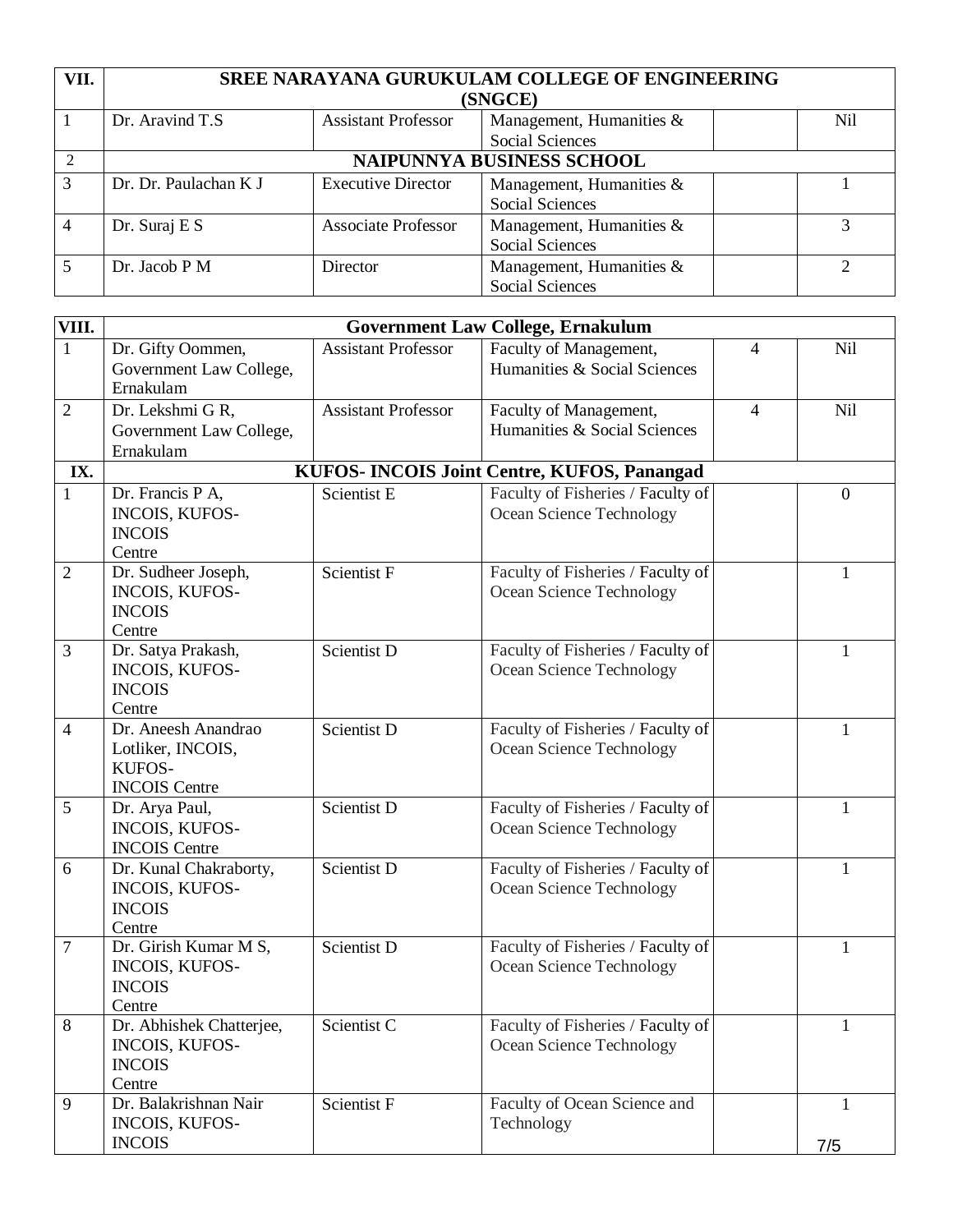| VII. | SREE NARAYANA GURUKULAM COLLEGE OF ENGINEERING (SNGCE) | | | | |
|---|---|---|---|---|---|
| 1 | Dr. Aravind T.S | Assistant Professor | Management, Humanities & Social Sciences | | Nil |
| 2 | NAIPUNNYA BUSINESS SCHOOL | | | | |
| 3 | Dr. Dr. Paulachan K J | Executive Director | Management, Humanities & Social Sciences | | 1 |
| 4 | Dr. Suraj E S | Associate Professor | Management, Humanities & Social Sciences | | 3 |
| 5 | Dr. Jacob P M | Director | Management, Humanities & Social Sciences | | 2 |

| VIII. | Government Law College, Ernakulam | | | | |
|---|---|---|---|---|---|
| 1 | Dr. Gifty Oommen, Government Law College, Ernakulam | Assistant Professor | Faculty of Management, Humanities & Social Sciences | 4 | Nil |
| 2 | Dr. Lekshmi G R, Government Law College, Ernakulam | Assistant Professor | Faculty of Management, Humanities & Social Sciences | 4 | Nil |
| IX. | KUFOS- INCOIS Joint Centre, KUFOS, Panangad | | | | |
| 1 | Dr. Francis P A, INCOIS, KUFOS-INCOIS Centre | Scientist E | Faculty of Fisheries / Faculty of Ocean Science Technology | | 0 |
| 2 | Dr. Sudheer Joseph, INCOIS, KUFOS-INCOIS Centre | Scientist F | Faculty of Fisheries / Faculty of Ocean Science Technology | | 1 |
| 3 | Dr. Satya Prakash, INCOIS, KUFOS-INCOIS Centre | Scientist D | Faculty of Fisheries / Faculty of Ocean Science Technology | | 1 |
| 4 | Dr. Aneesh Anandrao Lotliker, INCOIS, KUFOS-INCOIS Centre | Scientist D | Faculty of Fisheries / Faculty of Ocean Science Technology | | 1 |
| 5 | Dr. Arya Paul, INCOIS, KUFOS-INCOIS Centre | Scientist D | Faculty of Fisheries / Faculty of Ocean Science Technology | | 1 |
| 6 | Dr. Kunal Chakraborty, INCOIS, KUFOS-INCOIS Centre | Scientist D | Faculty of Fisheries / Faculty of Ocean Science Technology | | 1 |
| 7 | Dr. Girish Kumar M S, INCOIS, KUFOS-INCOIS Centre | Scientist D | Faculty of Fisheries / Faculty of Ocean Science Technology | | 1 |
| 8 | Dr. Abhishek Chatterjee, INCOIS, KUFOS-INCOIS Centre | Scientist C | Faculty of Fisheries / Faculty of Ocean Science Technology | | 1 |
| 9 | Dr. Balakrishnan Nair INCOIS, KUFOS-INCOIS | Scientist F | Faculty of Ocean Science and Technology | | 1 |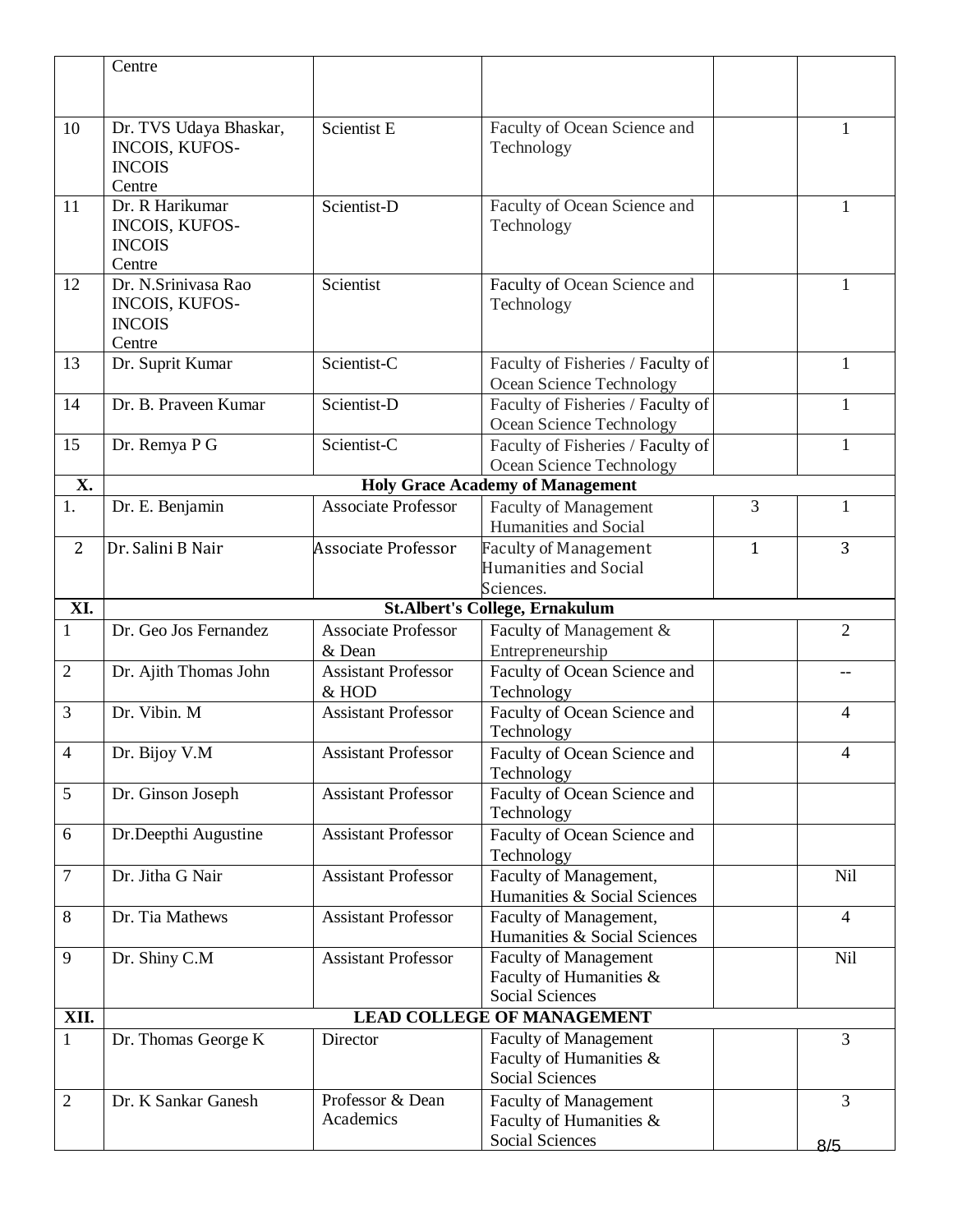| | | | | | |
|---|---|---|---|---|---|
| | Centre | | | | |
| 10 | Dr. TVS Udaya Bhaskar, INCOIS, KUFOS-INCOIS Centre | Scientist E | Faculty of Ocean Science and Technology | | 1 |
| 11 | Dr. R Harikumar INCOIS, KUFOS-INCOIS Centre | Scientist-D | Faculty of Ocean Science and Technology | | 1 |
| 12 | Dr. N.Srinivasa Rao INCOIS, KUFOS-INCOIS Centre | Scientist | Faculty of Ocean Science and Technology | | 1 |
| 13 | Dr. Suprit Kumar | Scientist-C | Faculty of Fisheries / Faculty of Ocean Science Technology | | 1 |
| 14 | Dr. B. Praveen Kumar | Scientist-D | Faculty of Fisheries / Faculty of Ocean Science Technology | | 1 |
| 15 | Dr. Remya P G | Scientist-C | Faculty of Fisheries / Faculty of Ocean Science Technology | | 1 |
| **X.** | **Holy Grace Academy of Management** | | | | |
| 1. | Dr. E. Benjamin | Associate Professor | Faculty of Management Humanities and Social | 3 | 1 |
| 2 | Dr. Salini B Nair | Associate Professor | Faculty of Management Humanities and Social Sciences. | 1 | 3 |
| **XI.** | **St.Albert's College, Ernakulum** | | | | |
| 1 | Dr. Geo Jos Fernandez | Associate Professor & Dean | Faculty of Management & Entrepreneurship | | 2 |
| 2 | Dr. Ajith Thomas John | Assistant Professor & HOD | Faculty of Ocean Science and Technology | | -- |
| 3 | Dr. Vibin. M | Assistant Professor | Faculty of Ocean Science and Technology | | 4 |
| 4 | Dr. Bijoy V.M | Assistant Professor | Faculty of Ocean Science and Technology | | 4 |
| 5 | Dr. Ginson Joseph | Assistant Professor | Faculty of Ocean Science and Technology | | |
| 6 | Dr.Deepthi Augustine | Assistant Professor | Faculty of Ocean Science and Technology | | |
| 7 | Dr. Jitha G Nair | Assistant Professor | Faculty of Management, Humanities & Social Sciences | | Nil |
| 8 | Dr. Tia Mathews | Assistant Professor | Faculty of Management, Humanities & Social Sciences | | 4 |
| 9 | Dr. Shiny C.M | Assistant Professor | Faculty of Management Faculty of Humanities & Social Sciences | | Nil |
| **XII.** | **LEAD COLLEGE OF MANAGEMENT** | | | | |
| 1 | Dr. Thomas George K | Director | Faculty of Management Faculty of Humanities & Social Sciences | | 3 |
| 2 | Dr. K Sankar Ganesh | Professor & Dean Academics | Faculty of Management Faculty of Humanities & Social Sciences | | 3 |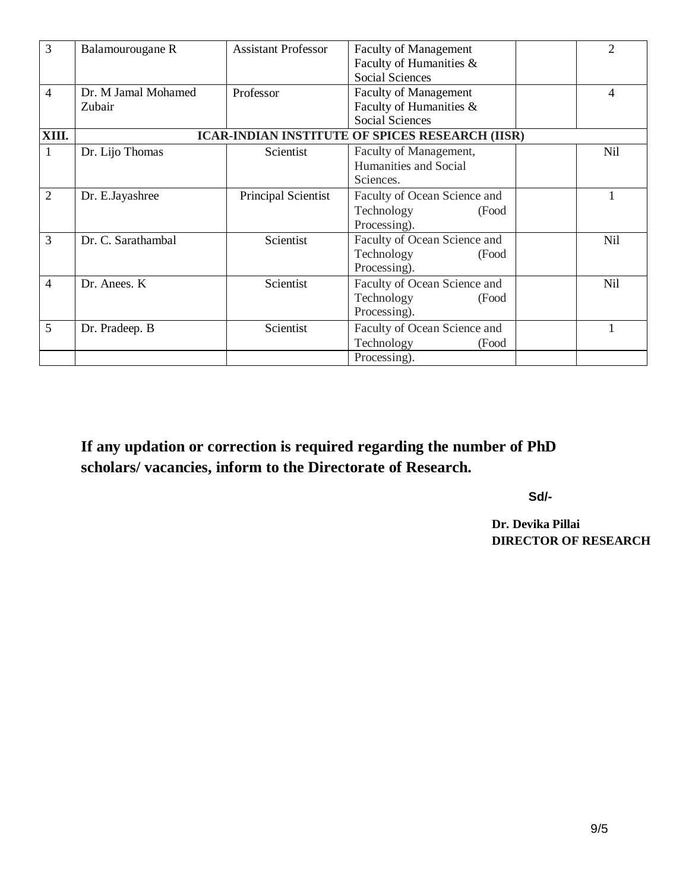| | | | | | |
|---|---|---|---|---|---|
| 3 | Balamourougane R | Assistant Professor | Faculty of Management Faculty of Humanities & Social Sciences | | 2 |
| 4 | Dr. M Jamal Mohamed Zubair | Professor | Faculty of Management Faculty of Humanities & Social Sciences | | 4 |
| **XIII.** | **ICAR-INDIAN INSTITUTE OF SPICES RESEARCH (IISR)** | | | | |
| 1 | Dr. Lijo Thomas | Scientist | Faculty of Management, Humanities and Social Sciences. | | Nil |
| 2 | Dr. E.Jayashree | Principal Scientist | Faculty of Ocean Science and Technology (Food Processing). | | 1 |
| 3 | Dr. C. Sarathambal | Scientist | Faculty of Ocean Science and Technology (Food Processing). | | Nil |
| 4 | Dr. Anees. K | Scientist | Faculty of Ocean Science and Technology (Food Processing). | | Nil |
| 5 | Dr. Pradeep. B | Scientist | Faculty of Ocean Science and Technology (Food Processing). | | 1 |

**If any updation or correction is required regarding the number of PhD scholars/ vacancies, inform to the Directorate of Research.**

**Sd/-**

**Dr. Devika Pillai**
**DIRECTOR OF RESEARCH**